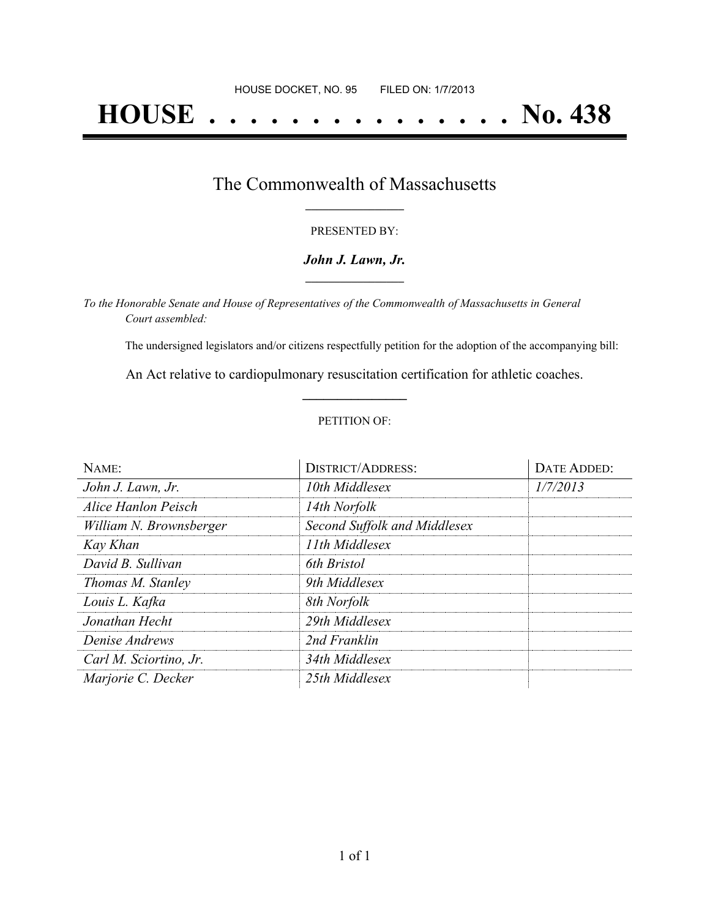HOUSE DOCKET, NO. 95 FILED ON: 1/7/2013

# HOUSE . . . . . . . . . . . . . . . No. 438

## The Commonwealth of Massachusetts

PRESENTED BY:

***John J. Lawn, Jr.***

*To the Honorable Senate and House of Representatives of the Commonwealth of Massachusetts in General Court assembled:*

The undersigned legislators and/or citizens respectfully petition for the adoption of the accompanying bill:

An Act relative to cardiopulmonary resuscitation certification for athletic coaches.

PETITION OF:

| NAME: | DISTRICT/ADDRESS: | DATE ADDED: |
|---|---|---|
| *John J. Lawn, Jr.* | *10th Middlesex* | *1/7/2013* |
| *Alice Hanlon Peisch* | *14th Norfolk* | |
| *William N. Brownsberger* | *Second Suffolk and Middlesex* | |
| *Kay Khan* | *11th Middlesex* | |
| *David B. Sullivan* | *6th Bristol* | |
| *Thomas M. Stanley* | *9th Middlesex* | |
| *Louis L. Kafka* | *8th Norfolk* | |
| *Jonathan Hecht* | *29th Middlesex* | |
| *Denise Andrews* | *2nd Franklin* | |
| *Carl M. Sciortino, Jr.* | *34th Middlesex* | |
| *Marjorie C. Decker* | *25th Middlesex* | |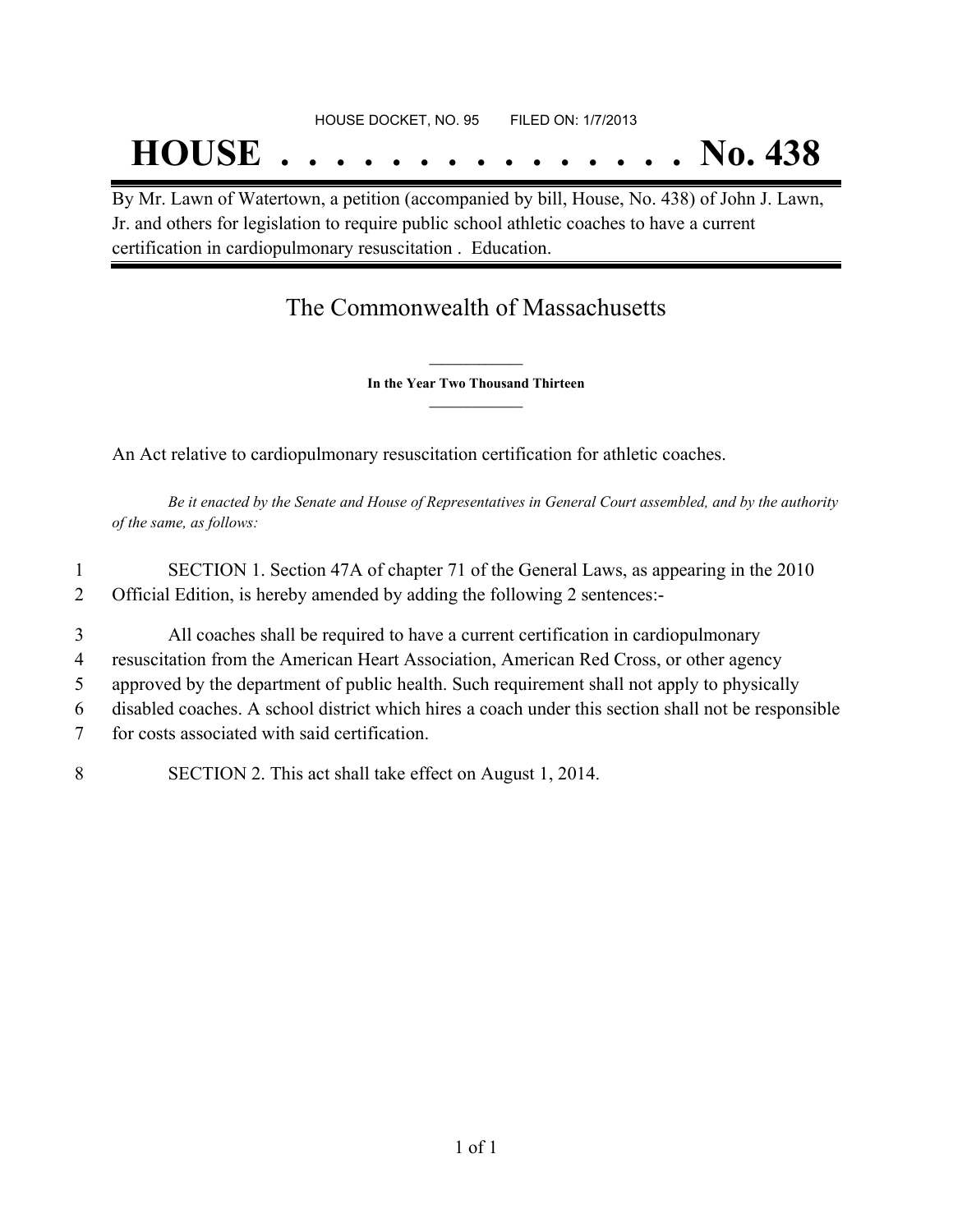HOUSE DOCKET, NO. 95 FILED ON: 1/7/2013

# HOUSE . . . . . . . . . . . . . . . No. 438

By Mr. Lawn of Watertown, a petition (accompanied by bill, House, No. 438) of John J. Lawn, Jr. and others for legislation to require public school athletic coaches to have a current certification in cardiopulmonary resuscitation . Education.

## The Commonwealth of Massachusetts

**In the Year Two Thousand Thirteen**

An Act relative to cardiopulmonary resuscitation certification for athletic coaches.

*Be it enacted by the Senate and House of Representatives in General Court assembled, and by the authority of the same, as follows:*

1 SECTION 1. Section 47A of chapter 71 of the General Laws, as appearing in the 2010
2 Official Edition, is hereby amended by adding the following 2 sentences:-

3 All coaches shall be required to have a current certification in cardiopulmonary
4 resuscitation from the American Heart Association, American Red Cross, or other agency
5 approved by the department of public health. Such requirement shall not apply to physically
6 disabled coaches. A school district which hires a coach under this section shall not be responsible
7 for costs associated with said certification.

8 SECTION 2. This act shall take effect on August 1, 2014.